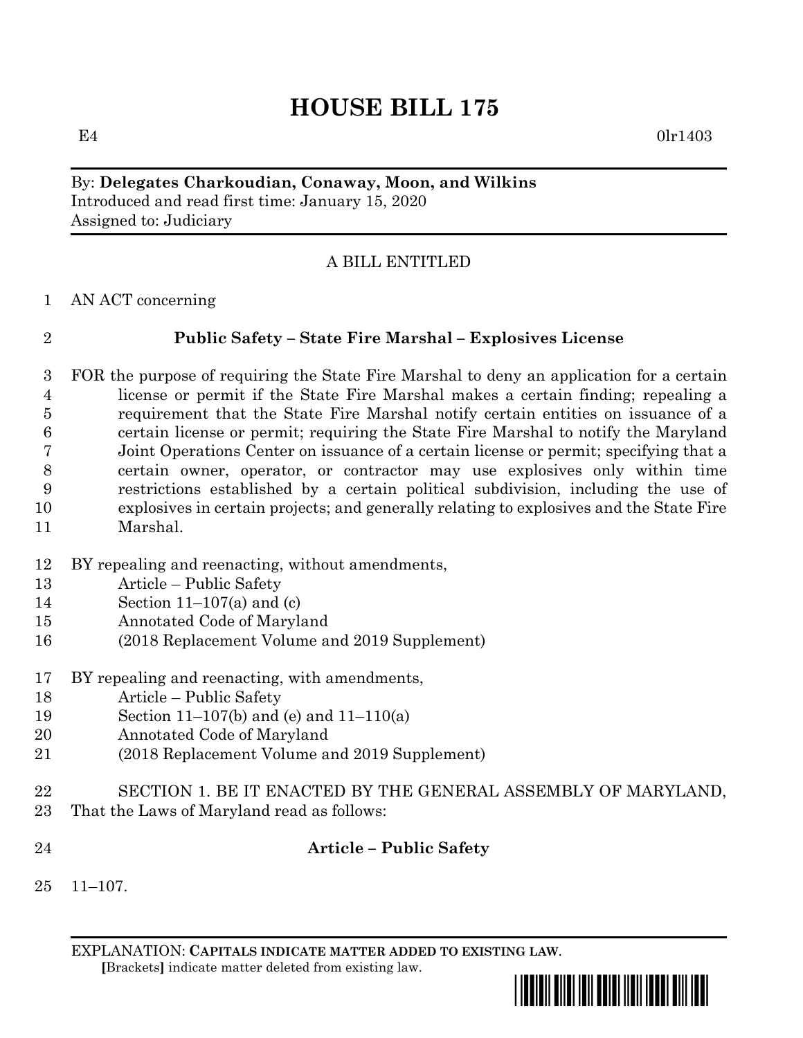# HOUSE BILL 175

E4 0lr1403

By: **Delegates Charkoudian, Conaway, Moon, and Wilkins**
Introduced and read first time: January 15, 2020
Assigned to: Judiciary

A BILL ENTITLED

1 AN ACT concerning

2 **Public Safety – State Fire Marshal – Explosives License**

3 FOR the purpose of requiring the State Fire Marshal to deny an application for a certain
4 license or permit if the State Fire Marshal makes a certain finding; repealing a
5 requirement that the State Fire Marshal notify certain entities on issuance of a
6 certain license or permit; requiring the State Fire Marshal to notify the Maryland
7 Joint Operations Center on issuance of a certain license or permit; specifying that a
8 certain owner, operator, or contractor may use explosives only within time
9 restrictions established by a certain political subdivision, including the use of
10 explosives in certain projects; and generally relating to explosives and the State Fire
11 Marshal.

12 BY repealing and reenacting, without amendments,
13 Article – Public Safety
14 Section 11–107(a) and (c)
15 Annotated Code of Maryland
16 (2018 Replacement Volume and 2019 Supplement)

17 BY repealing and reenacting, with amendments,
18 Article – Public Safety
19 Section 11–107(b) and (e) and 11–110(a)
20 Annotated Code of Maryland
21 (2018 Replacement Volume and 2019 Supplement)

22 SECTION 1. BE IT ENACTED BY THE GENERAL ASSEMBLY OF MARYLAND,
23 That the Laws of Maryland read as follows:

24 **Article – Public Safety**

25 11–107.

EXPLANATION: **CAPITALS INDICATE MATTER ADDED TO EXISTING LAW**.
**[**Brackets**]** indicate matter deleted from existing law.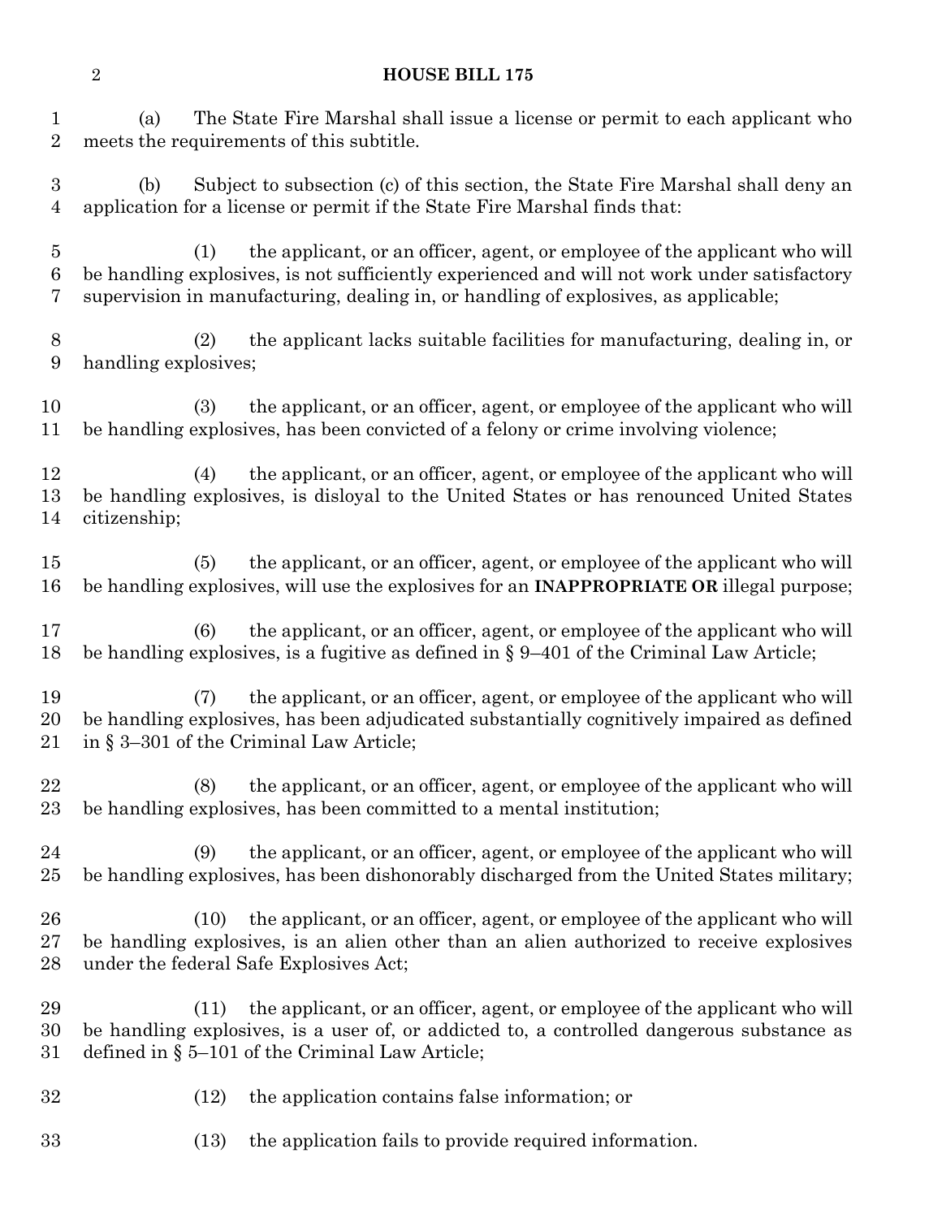(a) The State Fire Marshal shall issue a license or permit to each applicant who meets the requirements of this subtitle.

(b) Subject to subsection (c) of this section, the State Fire Marshal shall deny an application for a license or permit if the State Fire Marshal finds that:

(1) the applicant, or an officer, agent, or employee of the applicant who will be handling explosives, is not sufficiently experienced and will not work under satisfactory supervision in manufacturing, dealing in, or handling of explosives, as applicable;

(2) the applicant lacks suitable facilities for manufacturing, dealing in, or handling explosives;

(3) the applicant, or an officer, agent, or employee of the applicant who will be handling explosives, has been convicted of a felony or crime involving violence;

(4) the applicant, or an officer, agent, or employee of the applicant who will be handling explosives, is disloyal to the United States or has renounced United States citizenship;

(5) the applicant, or an officer, agent, or employee of the applicant who will be handling explosives, will use the explosives for an **INAPPROPRIATE OR** illegal purpose;

(6) the applicant, or an officer, agent, or employee of the applicant who will be handling explosives, is a fugitive as defined in § 9–401 of the Criminal Law Article;

(7) the applicant, or an officer, agent, or employee of the applicant who will be handling explosives, has been adjudicated substantially cognitively impaired as defined in § 3–301 of the Criminal Law Article;

(8) the applicant, or an officer, agent, or employee of the applicant who will be handling explosives, has been committed to a mental institution;

(9) the applicant, or an officer, agent, or employee of the applicant who will be handling explosives, has been dishonorably discharged from the United States military;

(10) the applicant, or an officer, agent, or employee of the applicant who will be handling explosives, is an alien other than an alien authorized to receive explosives under the federal Safe Explosives Act;

(11) the applicant, or an officer, agent, or employee of the applicant who will be handling explosives, is a user of, or addicted to, a controlled dangerous substance as defined in § 5–101 of the Criminal Law Article;

(12) the application contains false information; or

(13) the application fails to provide required information.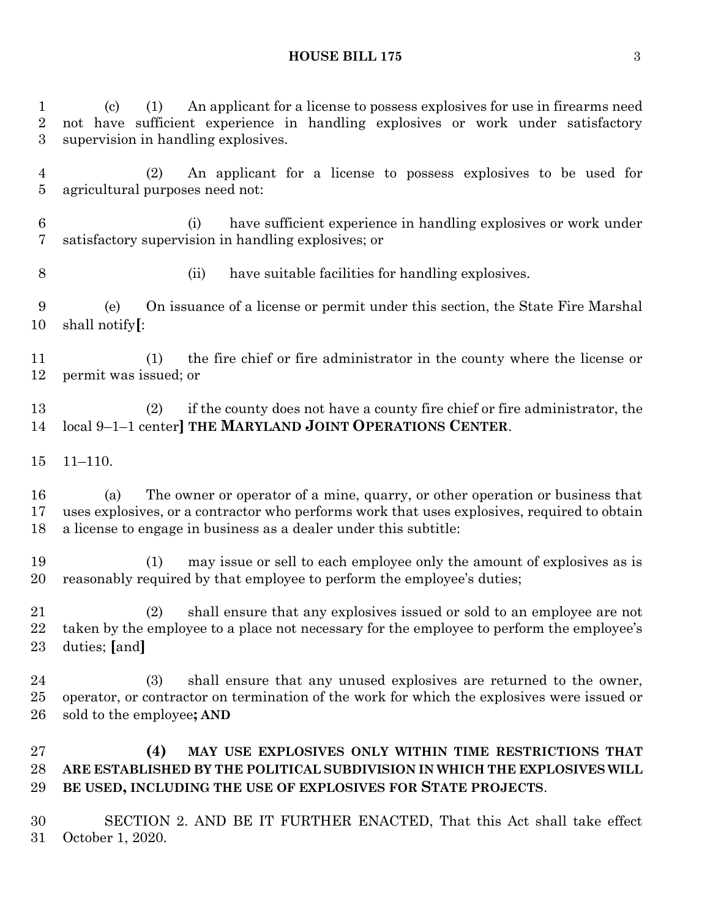(c) (1) An applicant for a license to possess explosives for use in firearms need not have sufficient experience in handling explosives or work under satisfactory supervision in handling explosives.

(2) An applicant for a license to possess explosives to be used for agricultural purposes need not:

(i) have sufficient experience in handling explosives or work under satisfactory supervision in handling explosives; or

(ii) have suitable facilities for handling explosives.

(e) On issuance of a license or permit under this section, the State Fire Marshal shall notify**[**:

(1) the fire chief or fire administrator in the county where the license or permit was issued; or

(2) if the county does not have a county fire chief or fire administrator, the local 9–1–1 center**] THE MARYLAND JOINT OPERATIONS CENTER**.

11–110.

(a) The owner or operator of a mine, quarry, or other operation or business that uses explosives, or a contractor who performs work that uses explosives, required to obtain a license to engage in business as a dealer under this subtitle:

(1) may issue or sell to each employee only the amount of explosives as is reasonably required by that employee to perform the employee's duties;

(2) shall ensure that any explosives issued or sold to an employee are not taken by the employee to a place not necessary for the employee to perform the employee's duties; **[**and**]**

(3) shall ensure that any unused explosives are returned to the owner, operator, or contractor on termination of the work for which the explosives were issued or sold to the employee**; AND**

**(4) MAY USE EXPLOSIVES ONLY WITHIN TIME RESTRICTIONS THAT ARE ESTABLISHED BY THE POLITICAL SUBDIVISION IN WHICH THE EXPLOSIVES WILL BE USED, INCLUDING THE USE OF EXPLOSIVES FOR STATE PROJECTS**.

SECTION 2. AND BE IT FURTHER ENACTED, That this Act shall take effect October 1, 2020.